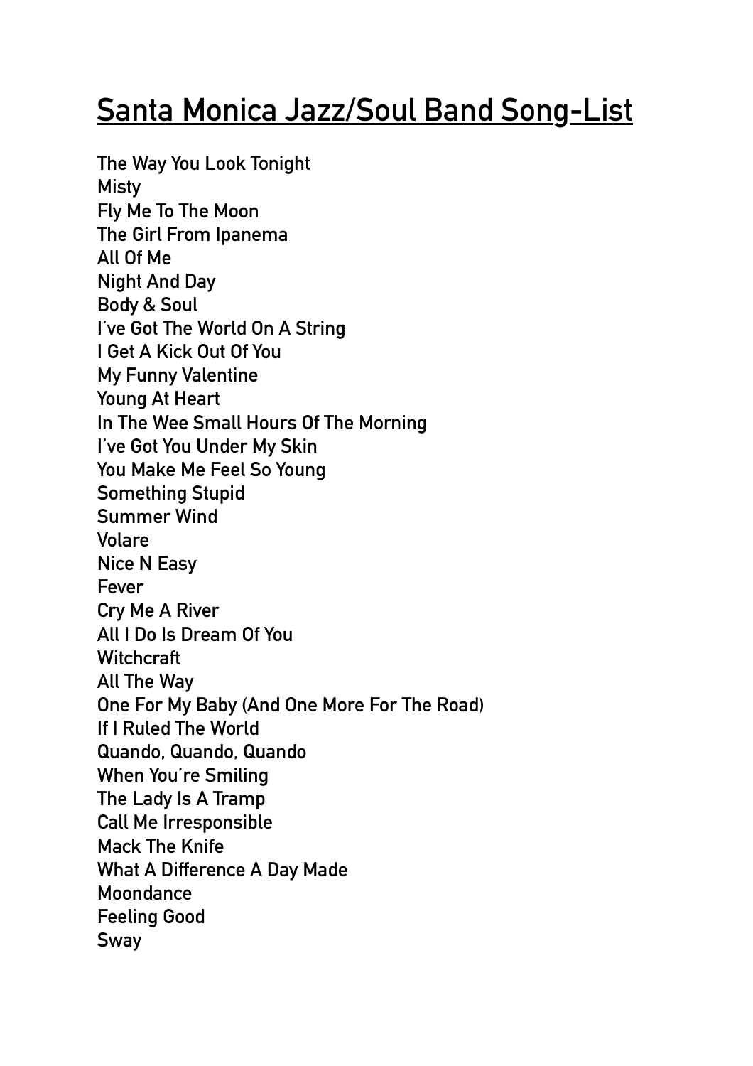# Santa Monica Jazz/Soul Band Song-List

**The Way You Look Tonight**
**Misty**
**Fly Me To The Moon**
**The Girl From Ipanema**
**All Of Me**
**Night And Day**
**Body & Soul**
**I've Got The World On A String**
**I Get A Kick Out Of You**
**My Funny Valentine**
**Young At Heart**
**In The Wee Small Hours Of The Morning**
**I've Got You Under My Skin**
**You Make Me Feel So Young**
**Something Stupid**
**Summer Wind**
**Volare**
**Nice N Easy**
**Fever**
**Cry Me A River**
**All I Do Is Dream Of You**
**Witchcraft**
**All The Way**
**One For My Baby (And One More For The Road)**
**If I Ruled The World**
**Quando, Quando, Quando**
**When You're Smiling**
**The Lady Is A Tramp**
**Call Me Irresponsible**
**Mack The Knife**
**What A Difference A Day Made**
**Moondance**
**Feeling Good**
**Sway**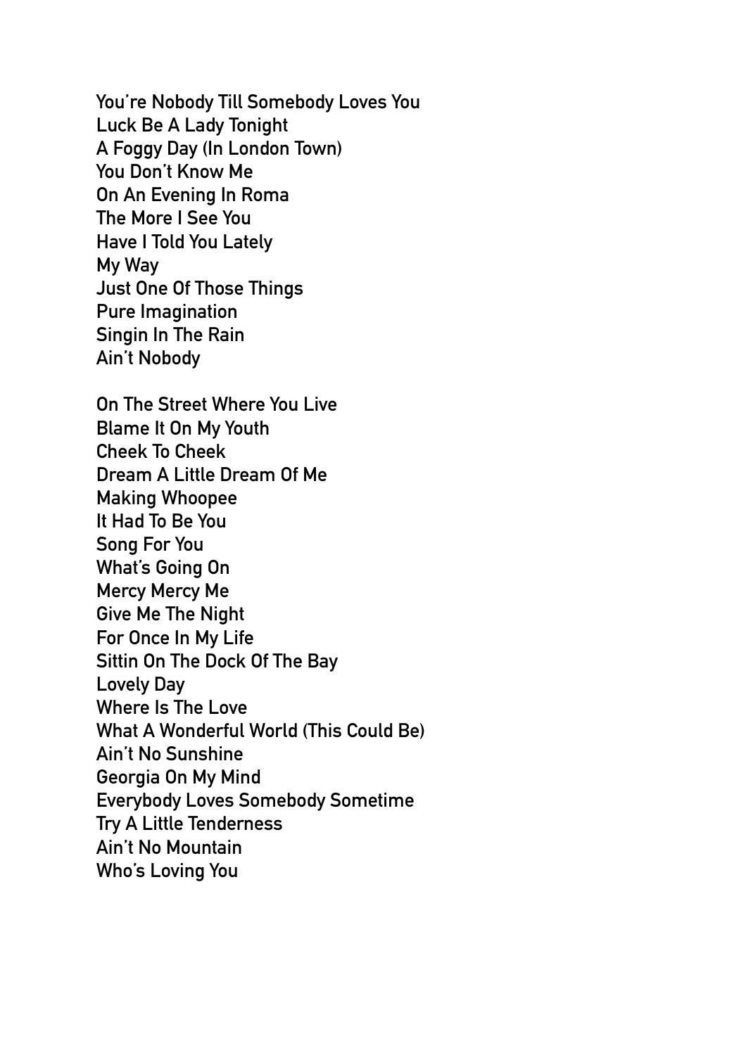You're Nobody Till Somebody Loves You
Luck Be A Lady Tonight
A Foggy Day (In London Town)
You Don't Know Me
On An Evening In Roma
The More I See You
Have I Told You Lately
My Way
Just One Of Those Things
Pure Imagination
Singin In The Rain
Ain't Nobody

On The Street Where You Live
Blame It On My Youth
Cheek To Cheek
Dream A Little Dream Of Me
Making Whoopee
It Had To Be You
Song For You
What's Going On
Mercy Mercy Me
Give Me The Night
For Once In My Life
Sittin On The Dock Of The Bay
Lovely Day
Where Is The Love
What A Wonderful World (This Could Be)
Ain't No Sunshine
Georgia On My Mind
Everybody Loves Somebody Sometime
Try A Little Tenderness
Ain't No Mountain
Who's Loving You